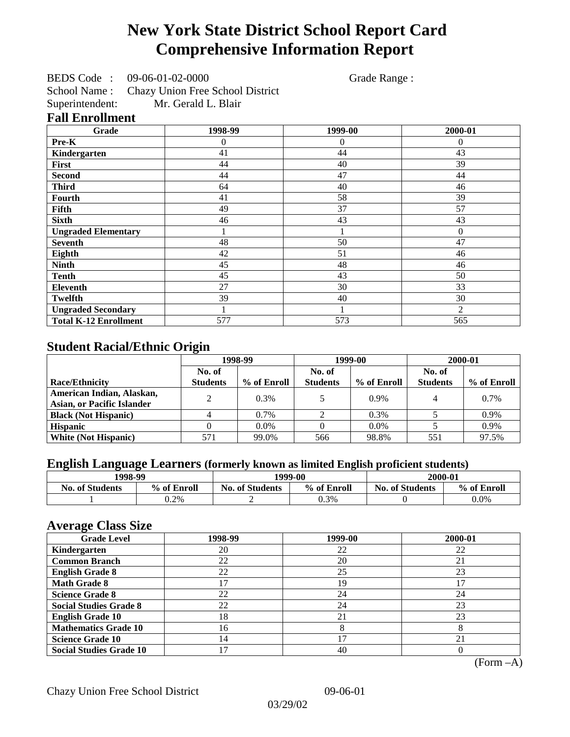# New York State District School Report Card
# Comprehensive Information Report

BEDS Code : 09-06-01-02-0000 Grade Range :

School Name : Chazy Union Free School District

Superintendent: Mr. Gerald L. Blair

## Fall Enrollment

| Grade | 1998-99 | 1999-00 | 2000-01 |
|---|---|---|---|
| Pre-K | 0 | 0 | 0 |
| Kindergarten | 41 | 44 | 43 |
| First | 44 | 40 | 39 |
| Second | 44 | 47 | 44 |
| Third | 64 | 40 | 46 |
| Fourth | 41 | 58 | 39 |
| Fifth | 49 | 37 | 57 |
| Sixth | 46 | 43 | 43 |
| Ungraded Elementary | 1 | 1 | 0 |
| Seventh | 48 | 50 | 47 |
| Eighth | 42 | 51 | 46 |
| Ninth | 45 | 48 | 46 |
| Tenth | 45 | 43 | 50 |
| Eleventh | 27 | 30 | 33 |
| Twelfth | 39 | 40 | 30 |
| Ungraded Secondary | 1 | 1 | 2 |
| Total K-12 Enrollment | 577 | 573 | 565 |

## Student Racial/Ethnic Origin

| | 1998-99 | | 1999-00 | | 2000-01 | |
|---|---|---|---|---|---|---|
| Race/Ethnicity | No. of Students | % of Enroll | No. of Students | % of Enroll | No. of Students | % of Enroll |
| American Indian, Alaskan, Asian, or Pacific Islander | 2 | 0.3% | 5 | 0.9% | 4 | 0.7% |
| Black (Not Hispanic) | 4 | 0.7% | 2 | 0.3% | 5 | 0.9% |
| Hispanic | 0 | 0.0% | 0 | 0.0% | 5 | 0.9% |
| White (Not Hispanic) | 571 | 99.0% | 566 | 98.8% | 551 | 97.5% |

## English Language Learners (formerly known as limited English proficient students)

| 1998-99 | | 1999-00 | | 2000-01 | |
|---|---|---|---|---|---|
| No. of Students | % of Enroll | No. of Students | % of Enroll | No. of Students | % of Enroll |
| 1 | 0.2% | 2 | 0.3% | 0 | 0.0% |

## Average Class Size

| Grade Level | 1998-99 | 1999-00 | 2000-01 |
|---|---|---|---|
| Kindergarten | 20 | 22 | 22 |
| Common Branch | 22 | 20 | 21 |
| English Grade 8 | 22 | 25 | 23 |
| Math Grade 8 | 17 | 19 | 17 |
| Science Grade 8 | 22 | 24 | 24 |
| Social Studies Grade 8 | 22 | 24 | 23 |
| English Grade 10 | 18 | 21 | 23 |
| Mathematics Grade 10 | 16 | 8 | 8 |
| Science Grade 10 | 14 | 17 | 21 |
| Social Studies Grade 10 | 17 | 40 | 0 |

(Form –A)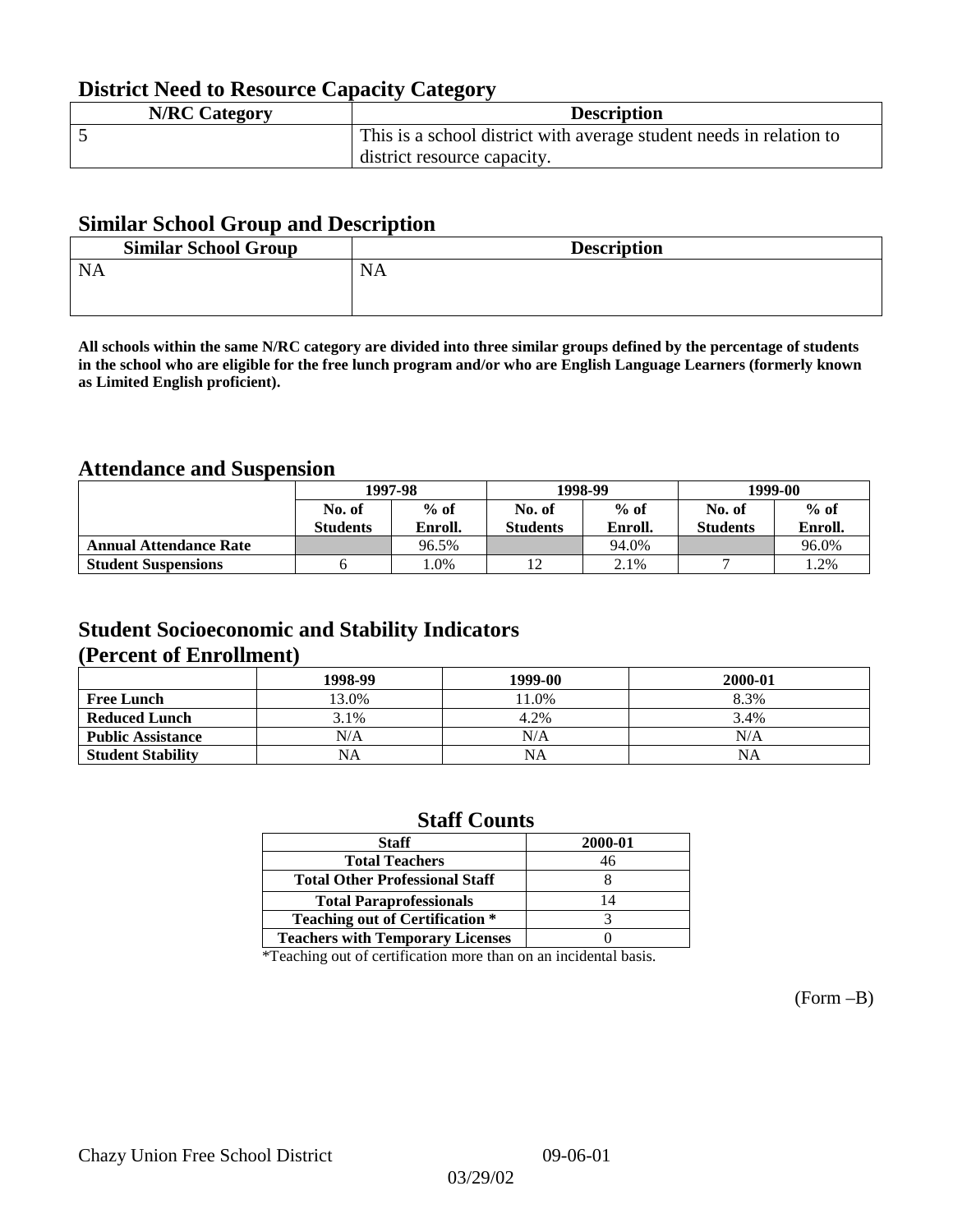## District Need to Resource Capacity Category

| N/RC Category | Description |
|---|---|
| 5 | This is a school district with average student needs in relation to district resource capacity. |

## Similar School Group and Description

| Similar School Group | Description |
|---|---|
| NA | NA |

**All schools within the same N/RC category are divided into three similar groups defined by the percentage of students in the school who are eligible for the free lunch program and/or who are English Language Learners (formerly known as Limited English proficient).**

## Attendance and Suspension

| | 1997-98 | | 1998-99 | | 1999-00 | |
|---|---|---|---|---|---|---|
| | No. of Students | % of Enroll. | No. of Students | % of Enroll. | No. of Students | % of Enroll. |
| **Annual Attendance Rate** | | 96.5% | | 94.0% | | 96.0% |
| **Student Suspensions** | 6 | 1.0% | 12 | 2.1% | 7 | 1.2% |

## Student Socioeconomic and Stability Indicators (Percent of Enrollment)

| | 1998-99 | 1999-00 | 2000-01 |
|---|---|---|---|
| **Free Lunch** | 13.0% | 11.0% | 8.3% |
| **Reduced Lunch** | 3.1% | 4.2% | 3.4% |
| **Public Assistance** | N/A | N/A | N/A |
| **Student Stability** | NA | NA | NA |

## Staff Counts

| Staff | 2000-01 |
|---|---|
| **Total Teachers** | 46 |
| **Total Other Professional Staff** | 8 |
| **Total Paraprofessionals** | 14 |
| **Teaching out of Certification *** | 3 |
| **Teachers with Temporary Licenses** | 0 |

*Teaching out of certification more than on an incidental basis.

(Form –B)

Chazy Union Free School District 09-06-01

03/29/02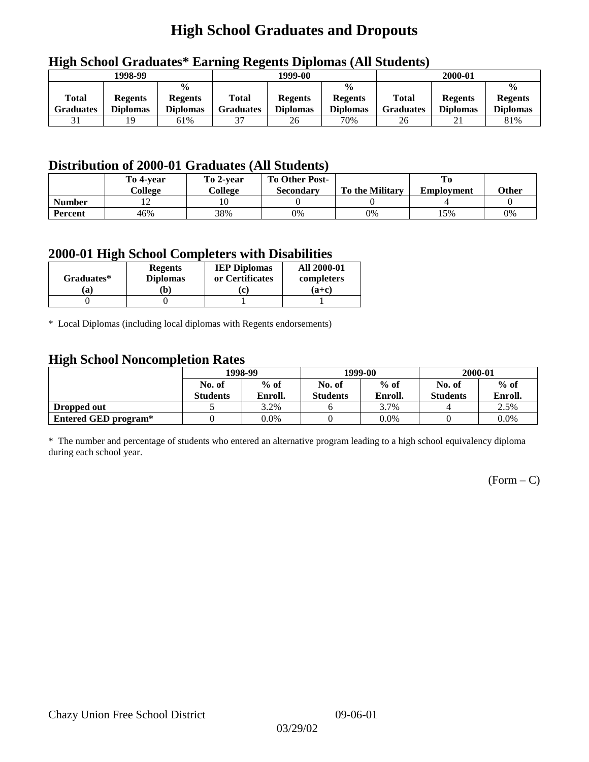# High School Graduates and Dropouts

## High School Graduates* Earning Regents Diplomas (All Students)

| 1998-99 | | | 1999-00 | | | 2000-01 | | |
|---|---|---|---|---|---|---|---|---|
| Total Graduates | Regents Diplomas | % Regents Diplomas | Total Graduates | Regents Diplomas | % Regents Diplomas | Total Graduates | Regents Diplomas | % Regents Diplomas |
| 31 | 19 | 61% | 37 | 26 | 70% | 26 | 21 | 81% |

## Distribution of 2000-01 Graduates (All Students)

| | To 4-year College | To 2-year College | To Other Post-Secondary | To the Military | To Employment | Other |
|---|---|---|---|---|---|---|
| **Number** | 12 | 10 | 0 | 0 | 4 | 0 |
| **Percent** | 46% | 38% | 0% | 0% | 15% | 0% |

## 2000-01 High School Completers with Disabilities

| Graduates* (a) | Regents Diplomas (b) | IEP Diplomas or Certificates (c) | All 2000-01 completers (a+c) |
|---|---|---|---|
| 0 | 0 | 1 | 1 |

* Local Diplomas (including local diplomas with Regents endorsements)

## High School Noncompletion Rates

| | 1998-99 | | 1999-00 | | 2000-01 | |
|---|---|---|---|---|---|---|
| | No. of Students | % of Enroll. | No. of Students | % of Enroll. | No. of Students | % of Enroll. |
| **Dropped out** | 5 | 3.2% | 6 | 3.7% | 4 | 2.5% |
| **Entered GED program*** | 0 | 0.0% | 0 | 0.0% | 0 | 0.0% |

* The number and percentage of students who entered an alternative program leading to a high school equivalency diploma during each school year.

(Form – C)

Chazy Union Free School District 09-06-01

03/29/02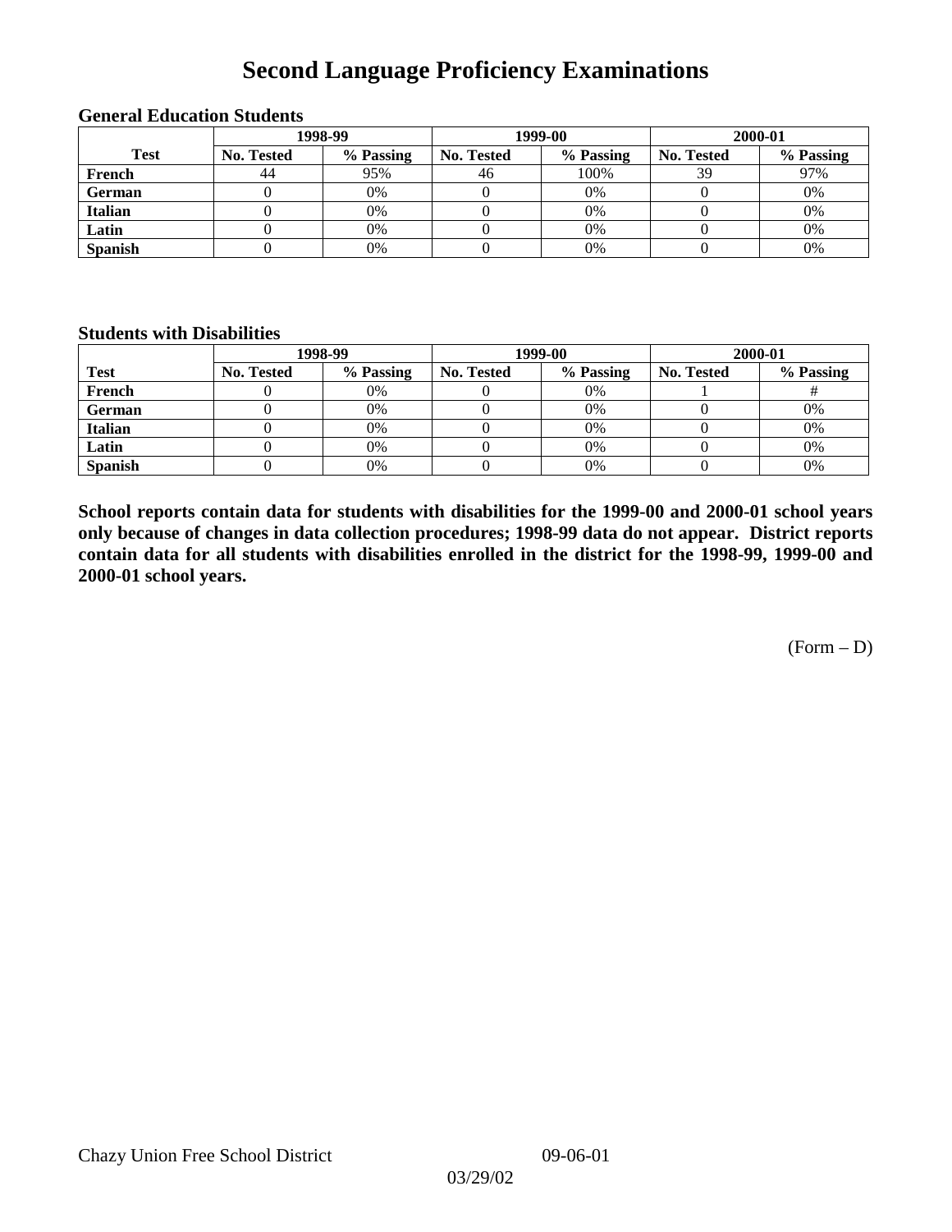# Second Language Proficiency Examinations

### General Education Students

| Test | 1998-99 | | 1999-00 | | 2000-01 | |
|---|---|---|---|---|---|---|
| | No. Tested | % Passing | No. Tested | % Passing | No. Tested | % Passing |
| French | 44 | 95% | 46 | 100% | 39 | 97% |
| German | 0 | 0% | 0 | 0% | 0 | 0% |
| Italian | 0 | 0% | 0 | 0% | 0 | 0% |
| Latin | 0 | 0% | 0 | 0% | 0 | 0% |
| Spanish | 0 | 0% | 0 | 0% | 0 | 0% |

### Students with Disabilities

| Test | 1998-99 | | 1999-00 | | 2000-01 | |
|---|---|---|---|---|---|---|
| | No. Tested | % Passing | No. Tested | % Passing | No. Tested | % Passing |
| French | 0 | 0% | 0 | 0% | 1 | # |
| German | 0 | 0% | 0 | 0% | 0 | 0% |
| Italian | 0 | 0% | 0 | 0% | 0 | 0% |
| Latin | 0 | 0% | 0 | 0% | 0 | 0% |
| Spanish | 0 | 0% | 0 | 0% | 0 | 0% |

**School reports contain data for students with disabilities for the 1999-00 and 2000-01 school years only because of changes in data collection procedures; 1998-99 data do not appear. District reports contain data for all students with disabilities enrolled in the district for the 1998-99, 1999-00 and 2000-01 school years.**

(Form – D)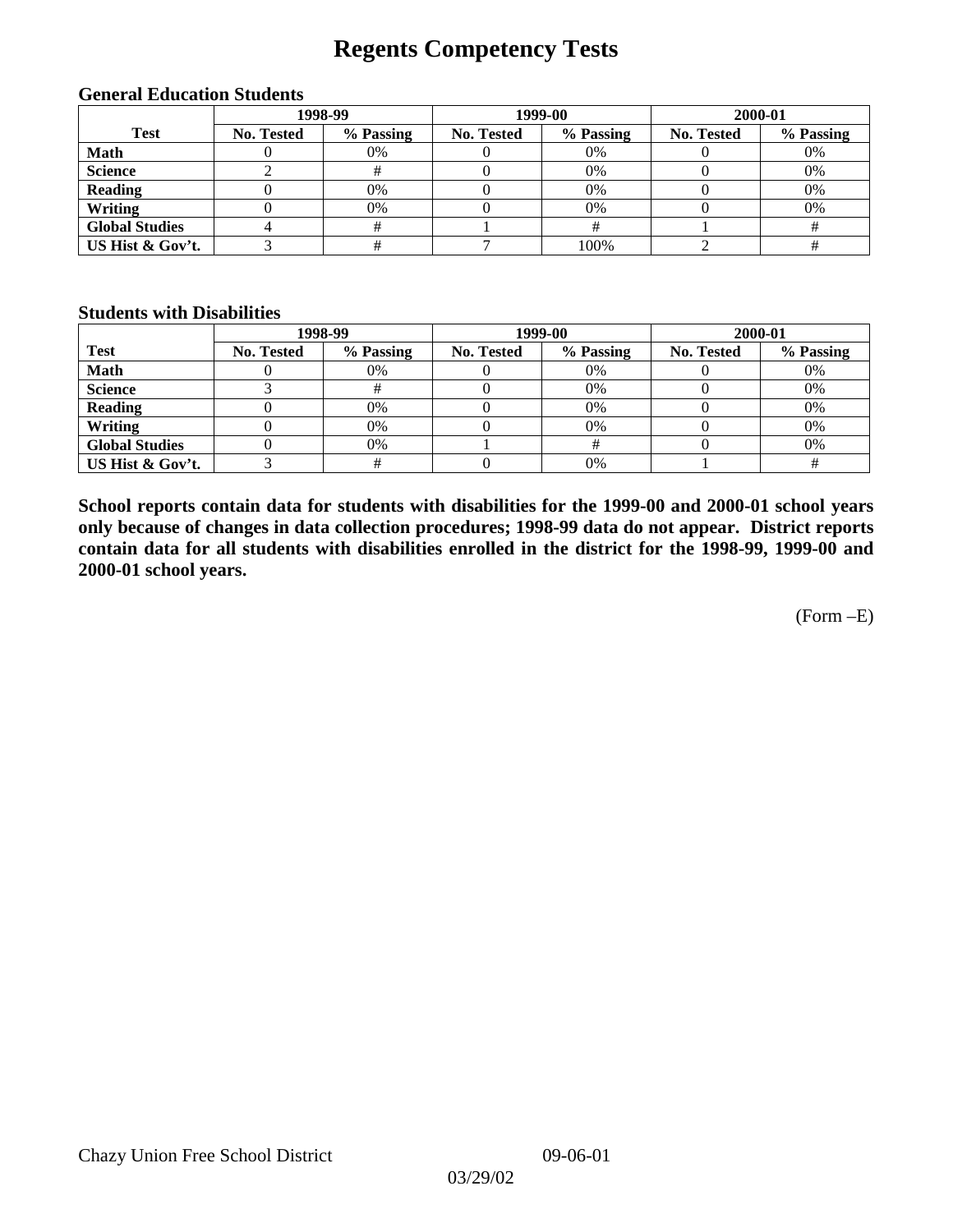# Regents Competency Tests

### General Education Students

| Test | 1998-99 | | 1999-00 | | 2000-01 | |
|---|---|---|---|---|---|---|
| | No. Tested | % Passing | No. Tested | % Passing | No. Tested | % Passing |
| Math | 0 | 0% | 0 | 0% | 0 | 0% |
| Science | 2 | # | 0 | 0% | 0 | 0% |
| Reading | 0 | 0% | 0 | 0% | 0 | 0% |
| Writing | 0 | 0% | 0 | 0% | 0 | 0% |
| Global Studies | 4 | # | 1 | # | 1 | # |
| US Hist & Gov't. | 3 | # | 7 | 100% | 2 | # |

### Students with Disabilities

| Test | 1998-99 | | 1999-00 | | 2000-01 | |
|---|---|---|---|---|---|---|
| | No. Tested | % Passing | No. Tested | % Passing | No. Tested | % Passing |
| Math | 0 | 0% | 0 | 0% | 0 | 0% |
| Science | 3 | # | 0 | 0% | 0 | 0% |
| Reading | 0 | 0% | 0 | 0% | 0 | 0% |
| Writing | 0 | 0% | 0 | 0% | 0 | 0% |
| Global Studies | 0 | 0% | 1 | # | 0 | 0% |
| US Hist & Gov't. | 3 | # | 0 | 0% | 1 | # |

**School reports contain data for students with disabilities for the 1999-00 and 2000-01 school years only because of changes in data collection procedures; 1998-99 data do not appear. District reports contain data for all students with disabilities enrolled in the district for the 1998-99, 1999-00 and 2000-01 school years.**

(Form –E)

Chazy Union Free School District 09-06-01

03/29/02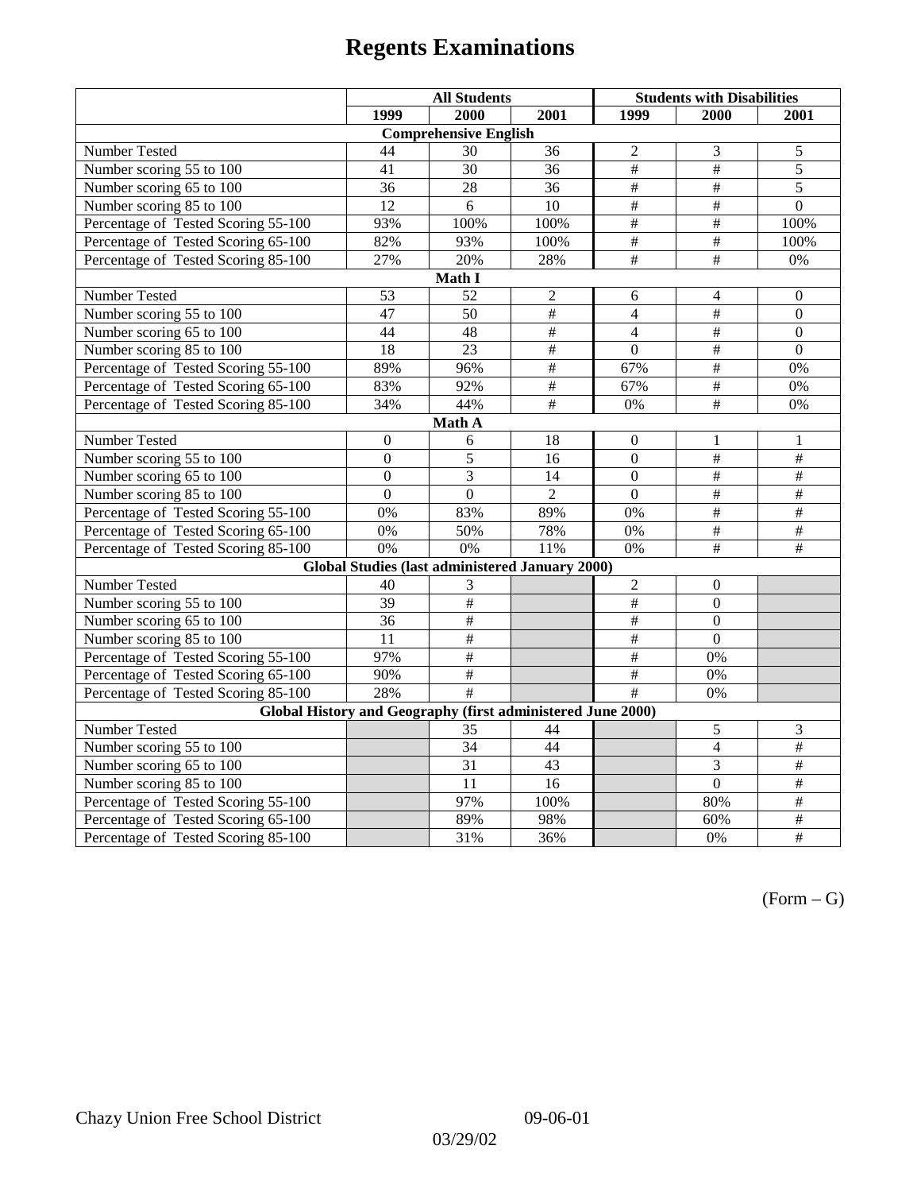# Regents Examinations

| | All Students | | | Students with Disabilities | | |
|---|---|---|---|---|---|---|
| | 1999 | 2000 | 2001 | 1999 | 2000 | 2001 |
| **Comprehensive English** | | | | | | |
| Number Tested | 44 | 30 | 36 | 2 | 3 | 5 |
| Number scoring 55 to 100 | 41 | 30 | 36 | # | # | 5 |
| Number scoring 65 to 100 | 36 | 28 | 36 | # | # | 5 |
| Number scoring 85 to 100 | 12 | 6 | 10 | # | # | 0 |
| Percentage of Tested Scoring 55-100 | 93% | 100% | 100% | # | # | 100% |
| Percentage of Tested Scoring 65-100 | 82% | 93% | 100% | # | # | 100% |
| Percentage of Tested Scoring 85-100 | 27% | 20% | 28% | # | # | 0% |
| **Math I** | | | | | | |
| Number Tested | 53 | 52 | 2 | 6 | 4 | 0 |
| Number scoring 55 to 100 | 47 | 50 | # | 4 | # | 0 |
| Number scoring 65 to 100 | 44 | 48 | # | 4 | # | 0 |
| Number scoring 85 to 100 | 18 | 23 | # | 0 | # | 0 |
| Percentage of Tested Scoring 55-100 | 89% | 96% | # | 67% | # | 0% |
| Percentage of Tested Scoring 65-100 | 83% | 92% | # | 67% | # | 0% |
| Percentage of Tested Scoring 85-100 | 34% | 44% | # | 0% | # | 0% |
| **Math A** | | | | | | |
| Number Tested | 0 | 6 | 18 | 0 | 1 | 1 |
| Number scoring 55 to 100 | 0 | 5 | 16 | 0 | # | # |
| Number scoring 65 to 100 | 0 | 3 | 14 | 0 | # | # |
| Number scoring 85 to 100 | 0 | 0 | 2 | 0 | # | # |
| Percentage of Tested Scoring 55-100 | 0% | 83% | 89% | 0% | # | # |
| Percentage of Tested Scoring 65-100 | 0% | 50% | 78% | 0% | # | # |
| Percentage of Tested Scoring 85-100 | 0% | 0% | 11% | 0% | # | # |
| **Global Studies (last administered January 2000)** | | | | | | |
| Number Tested | 40 | 3 | | 2 | 0 | |
| Number scoring 55 to 100 | 39 | # | | # | 0 | |
| Number scoring 65 to 100 | 36 | # | | # | 0 | |
| Number scoring 85 to 100 | 11 | # | | # | 0 | |
| Percentage of Tested Scoring 55-100 | 97% | # | | # | 0% | |
| Percentage of Tested Scoring 65-100 | 90% | # | | # | 0% | |
| Percentage of Tested Scoring 85-100 | 28% | # | | # | 0% | |
| **Global History and Geography (first administered June 2000)** | | | | | | |
| Number Tested | | 35 | 44 | | 5 | 3 |
| Number scoring 55 to 100 | | 34 | 44 | | 4 | # |
| Number scoring 65 to 100 | | 31 | 43 | | 3 | # |
| Number scoring 85 to 100 | | 11 | 16 | | 0 | # |
| Percentage of Tested Scoring 55-100 | | 97% | 100% | | 80% | # |
| Percentage of Tested Scoring 65-100 | | 89% | 98% | | 60% | # |
| Percentage of Tested Scoring 85-100 | | 31% | 36% | | 0% | # |

(Form – G)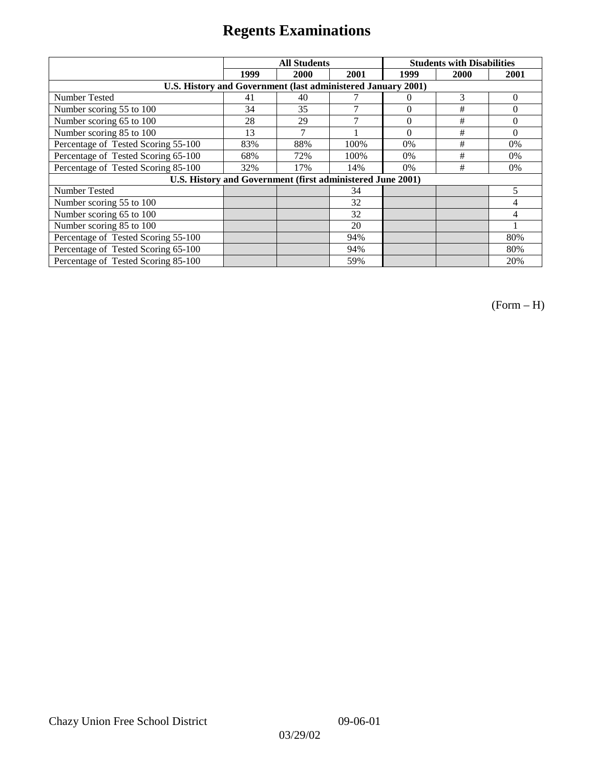# Regents Examinations

| | All Students | | | Students with Disabilities | | |
|---|---|---|---|---|---|---|
| | 1999 | 2000 | 2001 | 1999 | 2000 | 2001 |
| **U.S. History and Government (last administered January 2001)** | | | | | | |
| Number Tested | 41 | 40 | 7 | 0 | 3 | 0 |
| Number scoring 55 to 100 | 34 | 35 | 7 | 0 | # | 0 |
| Number scoring 65 to 100 | 28 | 29 | 7 | 0 | # | 0 |
| Number scoring 85 to 100 | 13 | 7 | 1 | 0 | # | 0 |
| Percentage of Tested Scoring 55-100 | 83% | 88% | 100% | 0% | # | 0% |
| Percentage of Tested Scoring 65-100 | 68% | 72% | 100% | 0% | # | 0% |
| Percentage of Tested Scoring 85-100 | 32% | 17% | 14% | 0% | # | 0% |
| **U.S. History and Government (first administered June 2001)** | | | | | | |
| Number Tested | | | 34 | | | 5 |
| Number scoring 55 to 100 | | | 32 | | | 4 |
| Number scoring 65 to 100 | | | 32 | | | 4 |
| Number scoring 85 to 100 | | | 20 | | | 1 |
| Percentage of Tested Scoring 55-100 | | | 94% | | | 80% |
| Percentage of Tested Scoring 65-100 | | | 94% | | | 80% |
| Percentage of Tested Scoring 85-100 | | | 59% | | | 20% |

(Form – H)

Chazy Union Free School District 09-06-01

03/29/02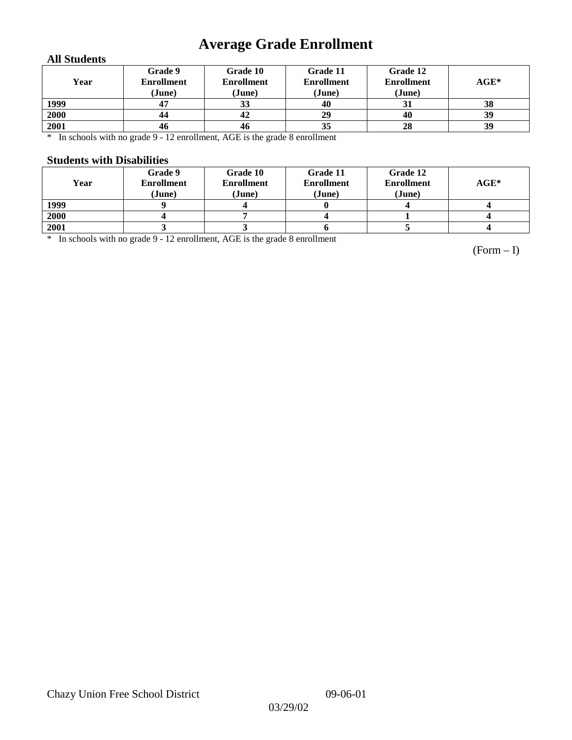# Average Grade Enrollment

### All Students

| Year | Grade 9 Enrollment (June) | Grade 10 Enrollment (June) | Grade 11 Enrollment (June) | Grade 12 Enrollment (June) | AGE* |
|---|---|---|---|---|---|
| 1999 | 47 | 33 | 40 | 31 | 38 |
| 2000 | 44 | 42 | 29 | 40 | 39 |
| 2001 | 46 | 46 | 35 | 28 | 39 |

\* In schools with no grade 9 - 12 enrollment, AGE is the grade 8 enrollment

### Students with Disabilities

| Year | Grade 9 Enrollment (June) | Grade 10 Enrollment (June) | Grade 11 Enrollment (June) | Grade 12 Enrollment (June) | AGE* |
|---|---|---|---|---|---|
| 1999 | 9 | 4 | 0 | 4 | 4 |
| 2000 | 4 | 7 | 4 | 1 | 4 |
| 2001 | 3 | 3 | 6 | 5 | 4 |

\* In schools with no grade 9 - 12 enrollment, AGE is the grade 8 enrollment

(Form – I)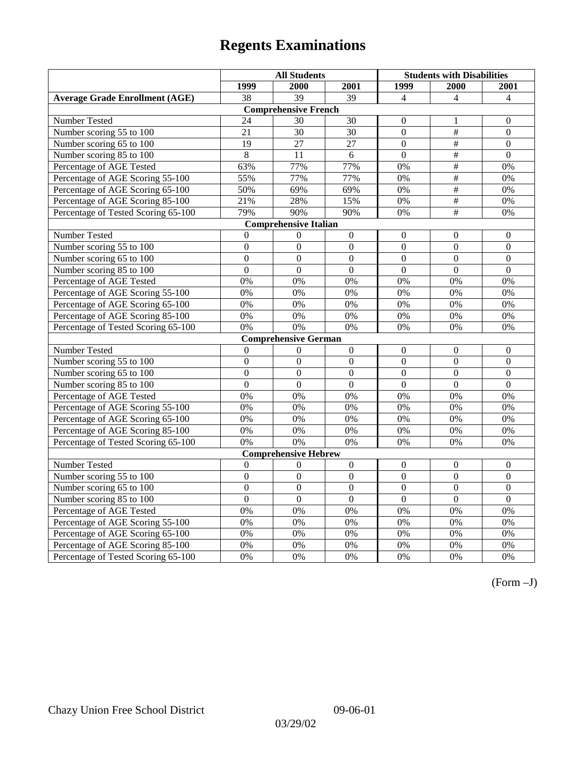# Regents Examinations

| | All Students | | | Students with Disabilities | | |
|---|---|---|---|---|---|---|
| | 1999 | 2000 | 2001 | 1999 | 2000 | 2001 |
| **Average Grade Enrollment (AGE)** | 38 | 39 | 39 | 4 | 4 | 4 |
| **Comprehensive French** | | | | | | |
| Number Tested | 24 | 30 | 30 | 0 | 1 | 0 |
| Number scoring 55 to 100 | 21 | 30 | 30 | 0 | # | 0 |
| Number scoring 65 to 100 | 19 | 27 | 27 | 0 | # | 0 |
| Number scoring 85 to 100 | 8 | 11 | 6 | 0 | # | 0 |
| Percentage of AGE Tested | 63% | 77% | 77% | 0% | # | 0% |
| Percentage of AGE Scoring 55-100 | 55% | 77% | 77% | 0% | # | 0% |
| Percentage of AGE Scoring 65-100 | 50% | 69% | 69% | 0% | # | 0% |
| Percentage of AGE Scoring 85-100 | 21% | 28% | 15% | 0% | # | 0% |
| Percentage of Tested Scoring 65-100 | 79% | 90% | 90% | 0% | # | 0% |
| **Comprehensive Italian** | | | | | | |
| Number Tested | 0 | 0 | 0 | 0 | 0 | 0 |
| Number scoring 55 to 100 | 0 | 0 | 0 | 0 | 0 | 0 |
| Number scoring 65 to 100 | 0 | 0 | 0 | 0 | 0 | 0 |
| Number scoring 85 to 100 | 0 | 0 | 0 | 0 | 0 | 0 |
| Percentage of AGE Tested | 0% | 0% | 0% | 0% | 0% | 0% |
| Percentage of AGE Scoring 55-100 | 0% | 0% | 0% | 0% | 0% | 0% |
| Percentage of AGE Scoring 65-100 | 0% | 0% | 0% | 0% | 0% | 0% |
| Percentage of AGE Scoring 85-100 | 0% | 0% | 0% | 0% | 0% | 0% |
| Percentage of Tested Scoring 65-100 | 0% | 0% | 0% | 0% | 0% | 0% |
| **Comprehensive German** | | | | | | |
| Number Tested | 0 | 0 | 0 | 0 | 0 | 0 |
| Number scoring 55 to 100 | 0 | 0 | 0 | 0 | 0 | 0 |
| Number scoring 65 to 100 | 0 | 0 | 0 | 0 | 0 | 0 |
| Number scoring 85 to 100 | 0 | 0 | 0 | 0 | 0 | 0 |
| Percentage of AGE Tested | 0% | 0% | 0% | 0% | 0% | 0% |
| Percentage of AGE Scoring 55-100 | 0% | 0% | 0% | 0% | 0% | 0% |
| Percentage of AGE Scoring 65-100 | 0% | 0% | 0% | 0% | 0% | 0% |
| Percentage of AGE Scoring 85-100 | 0% | 0% | 0% | 0% | 0% | 0% |
| Percentage of Tested Scoring 65-100 | 0% | 0% | 0% | 0% | 0% | 0% |
| **Comprehensive Hebrew** | | | | | | |
| Number Tested | 0 | 0 | 0 | 0 | 0 | 0 |
| Number scoring 55 to 100 | 0 | 0 | 0 | 0 | 0 | 0 |
| Number scoring 65 to 100 | 0 | 0 | 0 | 0 | 0 | 0 |
| Number scoring 85 to 100 | 0 | 0 | 0 | 0 | 0 | 0 |
| Percentage of AGE Tested | 0% | 0% | 0% | 0% | 0% | 0% |
| Percentage of AGE Scoring 55-100 | 0% | 0% | 0% | 0% | 0% | 0% |
| Percentage of AGE Scoring 65-100 | 0% | 0% | 0% | 0% | 0% | 0% |
| Percentage of AGE Scoring 85-100 | 0% | 0% | 0% | 0% | 0% | 0% |
| Percentage of Tested Scoring 65-100 | 0% | 0% | 0% | 0% | 0% | 0% |

(Form –J)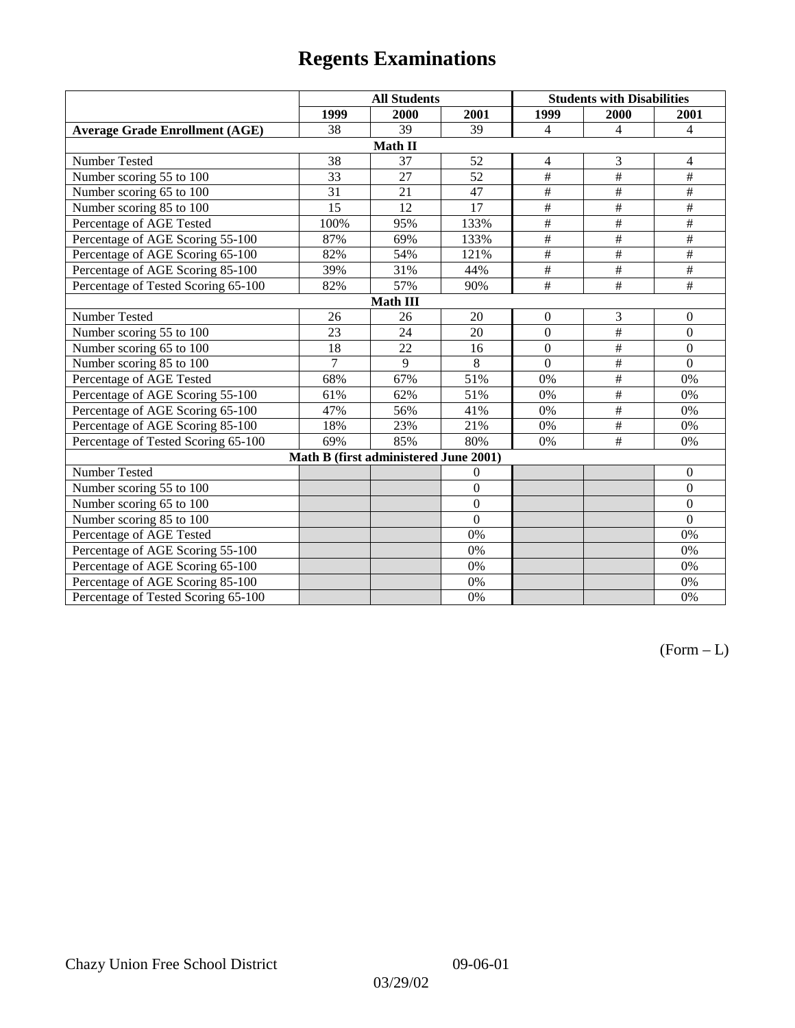# Regents Examinations

| | All Students | | | Students with Disabilities | | |
|---|---|---|---|---|---|---|
| | 1999 | 2000 | 2001 | 1999 | 2000 | 2001 |
| **Average Grade Enrollment (AGE)** | 38 | 39 | 39 | 4 | 4 | 4 |
| **Math II** | | | | | | |
| Number Tested | 38 | 37 | 52 | 4 | 3 | 4 |
| Number scoring 55 to 100 | 33 | 27 | 52 | # | # | # |
| Number scoring 65 to 100 | 31 | 21 | 47 | # | # | # |
| Number scoring 85 to 100 | 15 | 12 | 17 | # | # | # |
| Percentage of AGE Tested | 100% | 95% | 133% | # | # | # |
| Percentage of AGE Scoring 55-100 | 87% | 69% | 133% | # | # | # |
| Percentage of AGE Scoring 65-100 | 82% | 54% | 121% | # | # | # |
| Percentage of AGE Scoring 85-100 | 39% | 31% | 44% | # | # | # |
| Percentage of Tested Scoring 65-100 | 82% | 57% | 90% | # | # | # |
| **Math III** | | | | | | |
| Number Tested | 26 | 26 | 20 | 0 | 3 | 0 |
| Number scoring 55 to 100 | 23 | 24 | 20 | 0 | # | 0 |
| Number scoring 65 to 100 | 18 | 22 | 16 | 0 | # | 0 |
| Number scoring 85 to 100 | 7 | 9 | 8 | 0 | # | 0 |
| Percentage of AGE Tested | 68% | 67% | 51% | 0% | # | 0% |
| Percentage of AGE Scoring 55-100 | 61% | 62% | 51% | 0% | # | 0% |
| Percentage of AGE Scoring 65-100 | 47% | 56% | 41% | 0% | # | 0% |
| Percentage of AGE Scoring 85-100 | 18% | 23% | 21% | 0% | # | 0% |
| Percentage of Tested Scoring 65-100 | 69% | 85% | 80% | 0% | # | 0% |
| **Math B (first administered June 2001)** | | | | | | |
| Number Tested | | | 0 | | | 0 |
| Number scoring 55 to 100 | | | 0 | | | 0 |
| Number scoring 65 to 100 | | | 0 | | | 0 |
| Number scoring 85 to 100 | | | 0 | | | 0 |
| Percentage of AGE Tested | | | 0% | | | 0% |
| Percentage of AGE Scoring 55-100 | | | 0% | | | 0% |
| Percentage of AGE Scoring 65-100 | | | 0% | | | 0% |
| Percentage of AGE Scoring 85-100 | | | 0% | | | 0% |
| Percentage of Tested Scoring 65-100 | | | 0% | | | 0% |

(Form – L)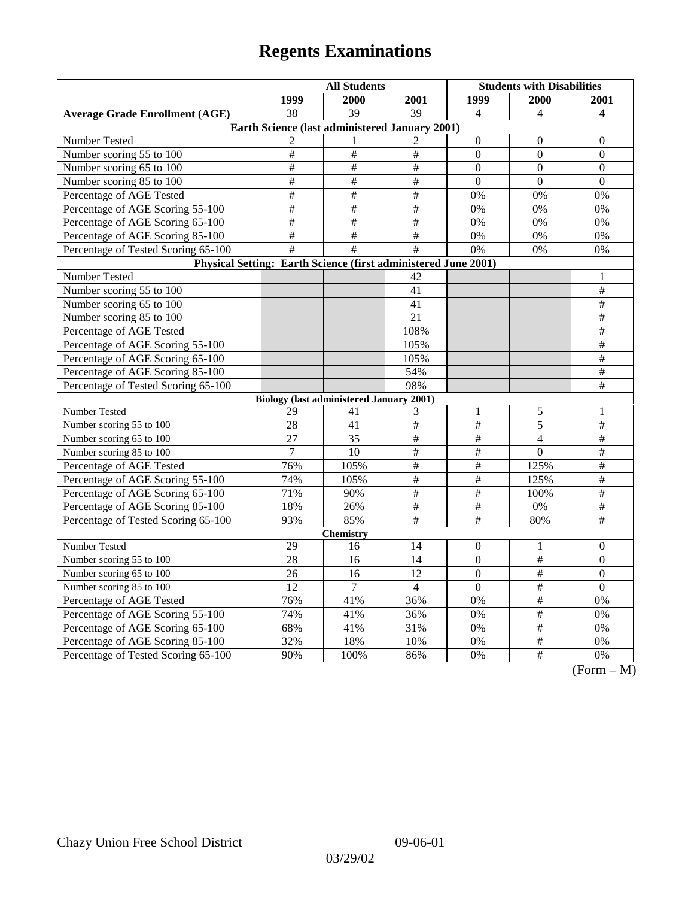# Regents Examinations

| | All Students | | | Students with Disabilities | | |
|---|---|---|---|---|---|---|
| | 1999 | 2000 | 2001 | 1999 | 2000 | 2001 |
| **Average Grade Enrollment (AGE)** | 38 | 39 | 39 | 4 | 4 | 4 |
| **Earth Science (last administered January 2001)** | | | | | | |
| Number Tested | 2 | 1 | 2 | 0 | 0 | 0 |
| Number scoring 55 to 100 | # | # | # | 0 | 0 | 0 |
| Number scoring 65 to 100 | # | # | # | 0 | 0 | 0 |
| Number scoring 85 to 100 | # | # | # | 0 | 0 | 0 |
| Percentage of AGE Tested | # | # | # | 0% | 0% | 0% |
| Percentage of AGE Scoring 55-100 | # | # | # | 0% | 0% | 0% |
| Percentage of AGE Scoring 65-100 | # | # | # | 0% | 0% | 0% |
| Percentage of AGE Scoring 85-100 | # | # | # | 0% | 0% | 0% |
| Percentage of Tested Scoring 65-100 | # | # | # | 0% | 0% | 0% |
| **Physical Setting: Earth Science (first administered June 2001)** | | | | | | |
| Number Tested | | | 42 | | | 1 |
| Number scoring 55 to 100 | | | 41 | | | # |
| Number scoring 65 to 100 | | | 41 | | | # |
| Number scoring 85 to 100 | | | 21 | | | # |
| Percentage of AGE Tested | | | 108% | | | # |
| Percentage of AGE Scoring 55-100 | | | 105% | | | # |
| Percentage of AGE Scoring 65-100 | | | 105% | | | # |
| Percentage of AGE Scoring 85-100 | | | 54% | | | # |
| Percentage of Tested Scoring 65-100 | | | 98% | | | # |
| **Biology (last administered January 2001)** | | | | | | |
| Number Tested | 29 | 41 | 3 | 1 | 5 | 1 |
| Number scoring 55 to 100 | 28 | 41 | # | # | 5 | # |
| Number scoring 65 to 100 | 27 | 35 | # | # | 4 | # |
| Number scoring 85 to 100 | 7 | 10 | # | # | 0 | # |
| Percentage of AGE Tested | 76% | 105% | # | # | 125% | # |
| Percentage of AGE Scoring 55-100 | 74% | 105% | # | # | 125% | # |
| Percentage of AGE Scoring 65-100 | 71% | 90% | # | # | 100% | # |
| Percentage of AGE Scoring 85-100 | 18% | 26% | # | # | 0% | # |
| Percentage of Tested Scoring 65-100 | 93% | 85% | # | # | 80% | # |
| **Chemistry** | | | | | | |
| Number Tested | 29 | 16 | 14 | 0 | 1 | 0 |
| Number scoring 55 to 100 | 28 | 16 | 14 | 0 | # | 0 |
| Number scoring 65 to 100 | 26 | 16 | 12 | 0 | # | 0 |
| Number scoring 85 to 100 | 12 | 7 | 4 | 0 | # | 0 |
| Percentage of AGE Tested | 76% | 41% | 36% | 0% | # | 0% |
| Percentage of AGE Scoring 55-100 | 74% | 41% | 36% | 0% | # | 0% |
| Percentage of AGE Scoring 65-100 | 68% | 41% | 31% | 0% | # | 0% |
| Percentage of AGE Scoring 85-100 | 32% | 18% | 10% | 0% | # | 0% |
| Percentage of Tested Scoring 65-100 | 90% | 100% | 86% | 0% | # | 0% |

(Form – M)

Chazy Union Free School District 09-06-01

03/29/02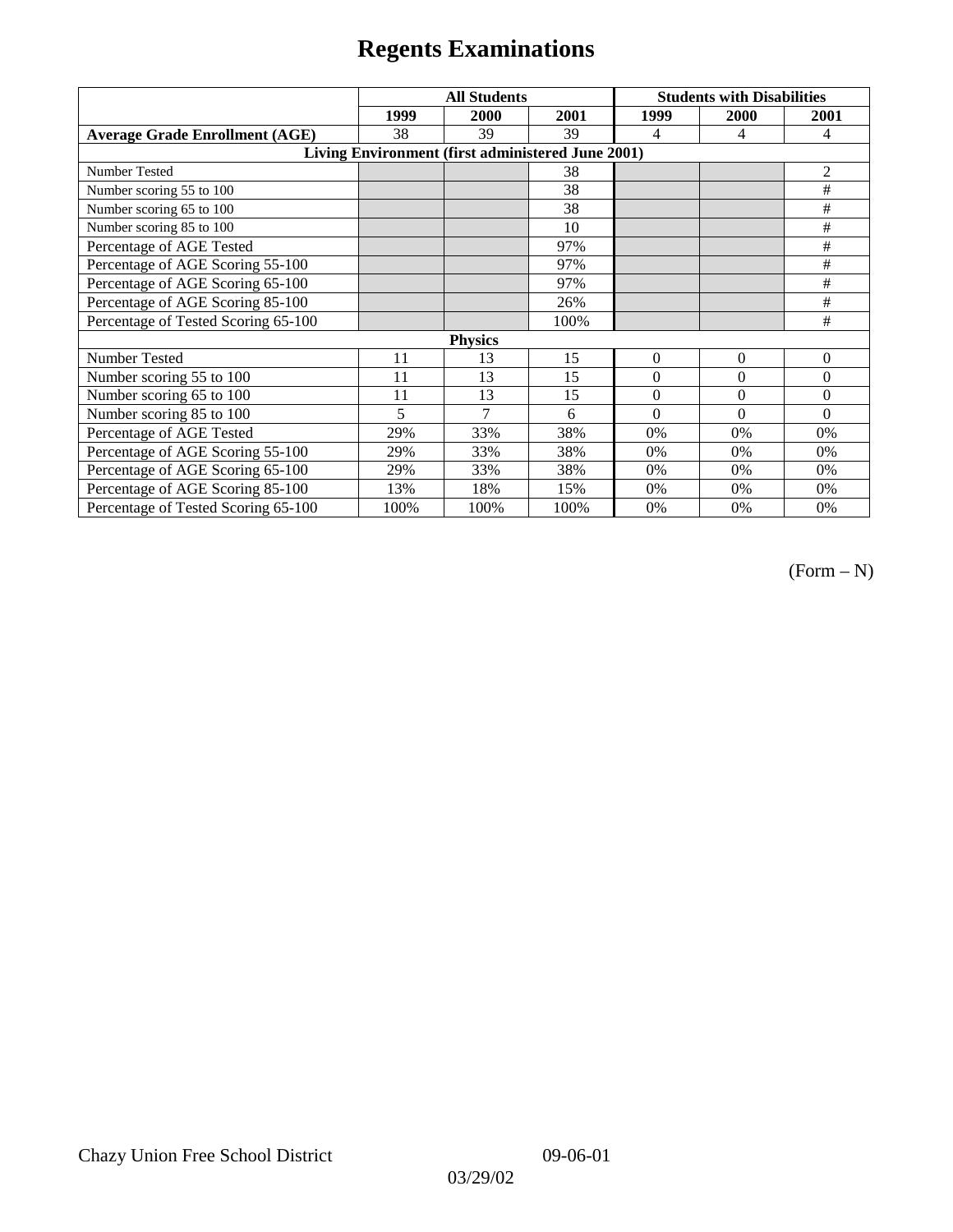# Regents Examinations

| | All Students | | | Students with Disabilities | | |
|---|---|---|---|---|---|---|
| | 1999 | 2000 | 2001 | 1999 | 2000 | 2001 |
| **Average Grade Enrollment (AGE)** | 38 | 39 | 39 | 4 | 4 | 4 |
| **Living Environment (first administered June 2001)** | | | | | | |
| Number Tested | | | 38 | | | 2 |
| Number scoring 55 to 100 | | | 38 | | | # |
| Number scoring 65 to 100 | | | 38 | | | # |
| Number scoring 85 to 100 | | | 10 | | | # |
| Percentage of AGE Tested | | | 97% | | | # |
| Percentage of AGE Scoring 55-100 | | | 97% | | | # |
| Percentage of AGE Scoring 65-100 | | | 97% | | | # |
| Percentage of AGE Scoring 85-100 | | | 26% | | | # |
| Percentage of Tested Scoring 65-100 | | | 100% | | | # |
| **Physics** | | | | | | |
| Number Tested | 11 | 13 | 15 | 0 | 0 | 0 |
| Number scoring 55 to 100 | 11 | 13 | 15 | 0 | 0 | 0 |
| Number scoring 65 to 100 | 11 | 13 | 15 | 0 | 0 | 0 |
| Number scoring 85 to 100 | 5 | 7 | 6 | 0 | 0 | 0 |
| Percentage of AGE Tested | 29% | 33% | 38% | 0% | 0% | 0% |
| Percentage of AGE Scoring 55-100 | 29% | 33% | 38% | 0% | 0% | 0% |
| Percentage of AGE Scoring 65-100 | 29% | 33% | 38% | 0% | 0% | 0% |
| Percentage of AGE Scoring 85-100 | 13% | 18% | 15% | 0% | 0% | 0% |
| Percentage of Tested Scoring 65-100 | 100% | 100% | 100% | 0% | 0% | 0% |

(Form – N)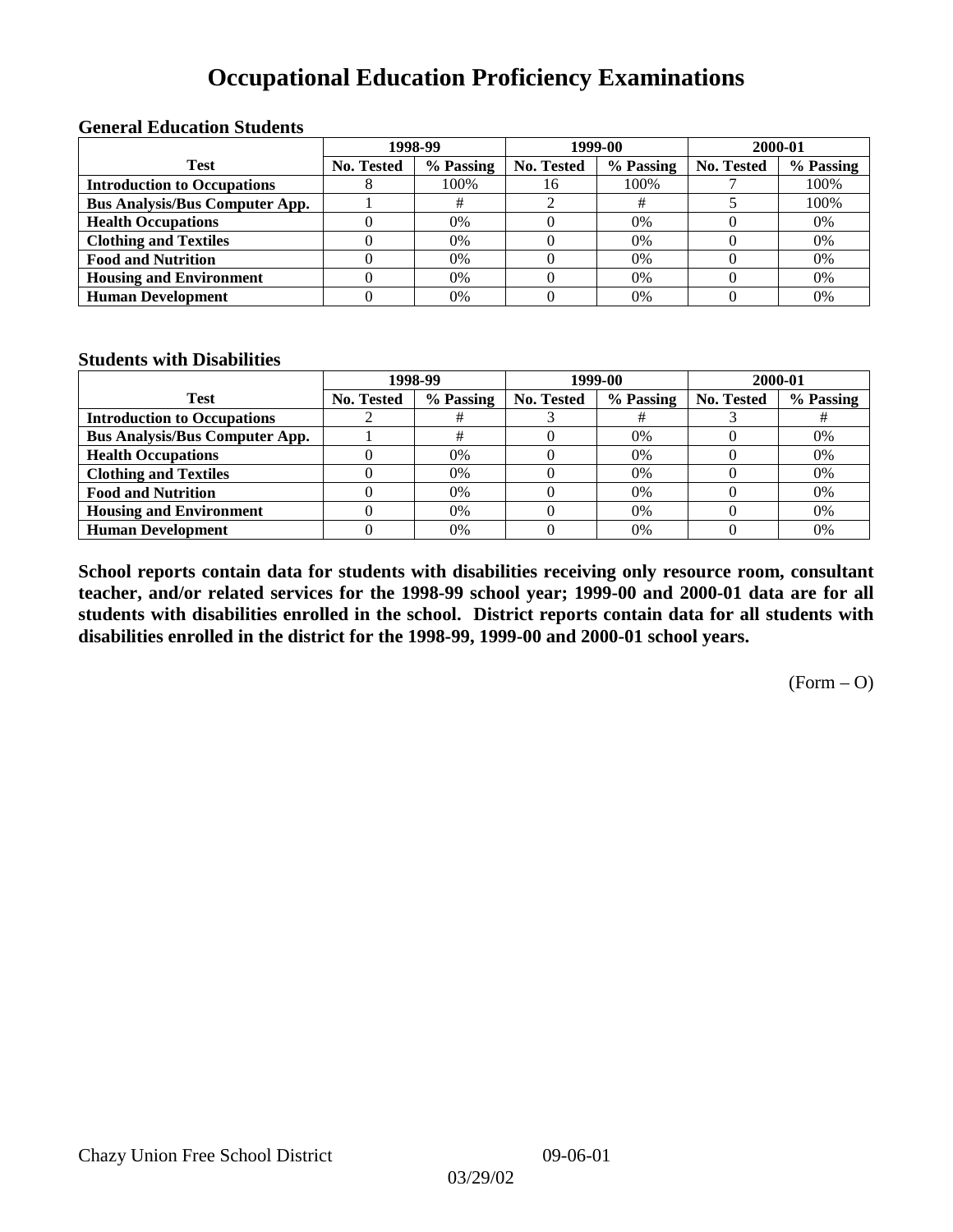# Occupational Education Proficiency Examinations

### General Education Students

| | 1998-99 | | 1999-00 | | 2000-01 | |
|---|---|---|---|---|---|---|
| **Test** | **No. Tested** | **% Passing** | **No. Tested** | **% Passing** | **No. Tested** | **% Passing** |
| **Introduction to Occupations** | 8 | 100% | 16 | 100% | 7 | 100% |
| **Bus Analysis/Bus Computer App.** | 1 | # | 2 | # | 5 | 100% |
| **Health Occupations** | 0 | 0% | 0 | 0% | 0 | 0% |
| **Clothing and Textiles** | 0 | 0% | 0 | 0% | 0 | 0% |
| **Food and Nutrition** | 0 | 0% | 0 | 0% | 0 | 0% |
| **Housing and Environment** | 0 | 0% | 0 | 0% | 0 | 0% |
| **Human Development** | 0 | 0% | 0 | 0% | 0 | 0% |

### Students with Disabilities

| | 1998-99 | | 1999-00 | | 2000-01 | |
|---|---|---|---|---|---|---|
| **Test** | **No. Tested** | **% Passing** | **No. Tested** | **% Passing** | **No. Tested** | **% Passing** |
| **Introduction to Occupations** | 2 | # | 3 | # | 3 | # |
| **Bus Analysis/Bus Computer App.** | 1 | # | 0 | 0% | 0 | 0% |
| **Health Occupations** | 0 | 0% | 0 | 0% | 0 | 0% |
| **Clothing and Textiles** | 0 | 0% | 0 | 0% | 0 | 0% |
| **Food and Nutrition** | 0 | 0% | 0 | 0% | 0 | 0% |
| **Housing and Environment** | 0 | 0% | 0 | 0% | 0 | 0% |
| **Human Development** | 0 | 0% | 0 | 0% | 0 | 0% |

**School reports contain data for students with disabilities receiving only resource room, consultant teacher, and/or related services for the 1998-99 school year; 1999-00 and 2000-01 data are for all students with disabilities enrolled in the school. District reports contain data for all students with disabilities enrolled in the district for the 1998-99, 1999-00 and 2000-01 school years.**

(Form – O)